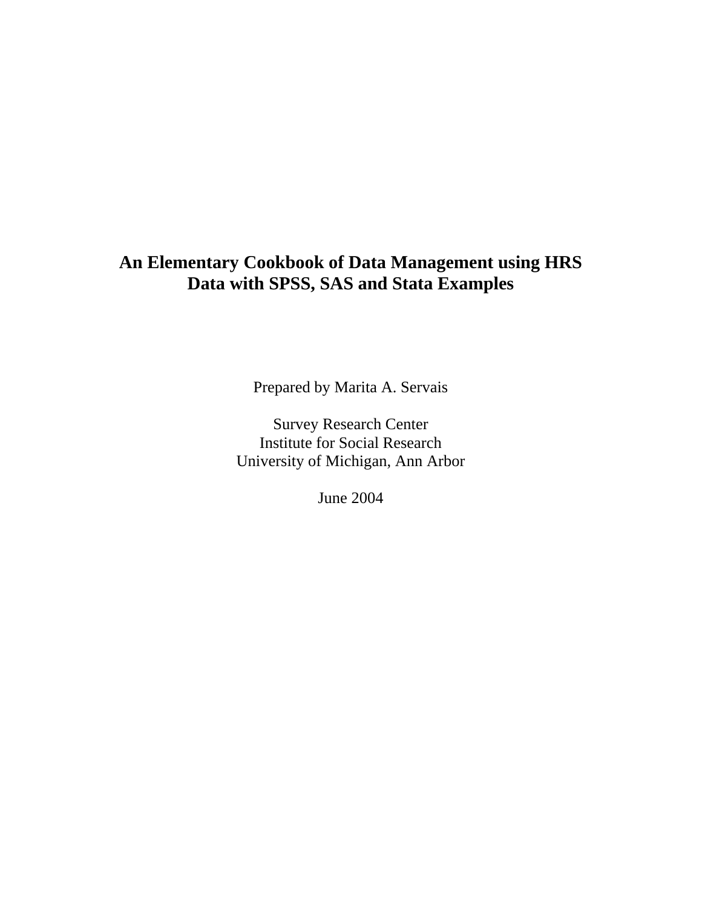# An Elementary Cookbook of Data Management using HRS Data with SPSS, SAS and Stata Examples

Prepared by Marita A. Servais

Survey Research Center
Institute for Social Research
University of Michigan, Ann Arbor

June 2004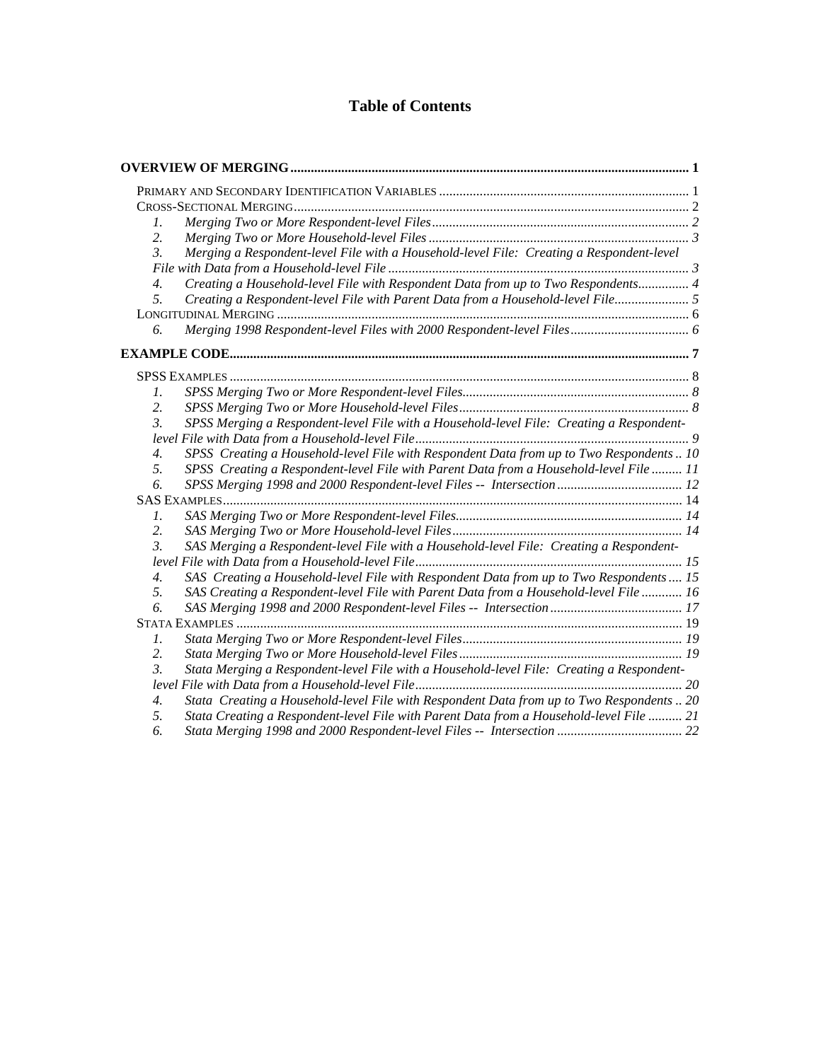# Table of Contents

**OVERVIEW OF MERGING** .......... 1

- PRIMARY AND SECONDARY IDENTIFICATION VARIABLES .......... 1
- CROSS-SECTIONAL MERGING .......... 2
  1. *Merging Two or More Respondent-level Files* .......... 2
  2. *Merging Two or More Household-level Files* .......... 3
  3. *Merging a Respondent-level File with a Household-level File: Creating a Respondent-level File with Data from a Household-level File* .......... 3
  4. *Creating a Household-level File with Respondent Data from up to Two Respondents* .......... 4
  5. *Creating a Respondent-level File with Parent Data from a Household-level File* .......... 5
- LONGITUDINAL MERGING .......... 6
  6. *Merging 1998 Respondent-level Files with 2000 Respondent-level Files* .......... 6

**EXAMPLE CODE** .......... 7

- SPSS EXAMPLES .......... 8
  1. *SPSS Merging Two or More Respondent-level Files* .......... 8
  2. *SPSS Merging Two or More Household-level Files* .......... 8
  3. *SPSS Merging a Respondent-level File with a Household-level File: Creating a Respondent-level File with Data from a Household-level File* .......... 9
  4. *SPSS Creating a Household-level File with Respondent Data from up to Two Respondents* .......... 10
  5. *SPSS Creating a Respondent-level File with Parent Data from a Household-level File* .......... 11
  6. *SPSS Merging 1998 and 2000 Respondent-level Files -- Intersection* .......... 12
- SAS EXAMPLES .......... 14
  1. *SAS Merging Two or More Respondent-level Files* .......... 14
  2. *SAS Merging Two or More Household-level Files* .......... 14
  3. *SAS Merging a Respondent-level File with a Household-level File: Creating a Respondent-level File with Data from a Household-level File* .......... 15
  4. *SAS Creating a Household-level File with Respondent Data from up to Two Respondents* .......... 15
  5. *SAS Creating a Respondent-level File with Parent Data from a Household-level File* .......... 16
  6. *SAS Merging 1998 and 2000 Respondent-level Files -- Intersection* .......... 17
- STATA EXAMPLES .......... 19
  1. *Stata Merging Two or More Respondent-level Files* .......... 19
  2. *Stata Merging Two or More Household-level Files* .......... 19
  3. *Stata Merging a Respondent-level File with a Household-level File: Creating a Respondent-level File with Data from a Household-level File* .......... 20
  4. *Stata Creating a Household-level File with Respondent Data from up to Two Respondents* .......... 20
  5. *Stata Creating a Respondent-level File with Parent Data from a Household-level File* .......... 21
  6. *Stata Merging 1998 and 2000 Respondent-level Files -- Intersection* .......... 22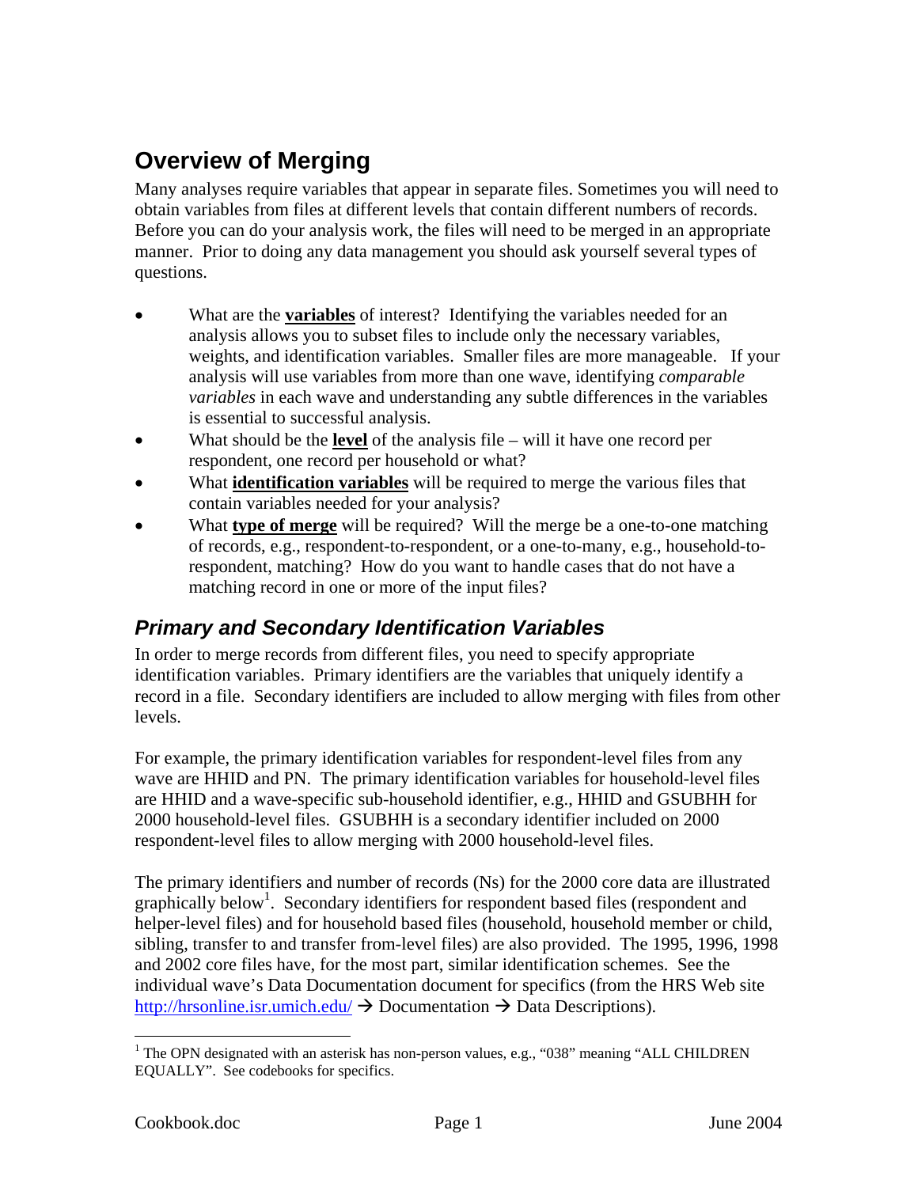# Overview of Merging

Many analyses require variables that appear in separate files. Sometimes you will need to obtain variables from files at different levels that contain different numbers of records. Before you can do your analysis work, the files will need to be merged in an appropriate manner. Prior to doing any data management you should ask yourself several types of questions.

- What are the **variables** of interest? Identifying the variables needed for an analysis allows you to subset files to include only the necessary variables, weights, and identification variables. Smaller files are more manageable. If your analysis will use variables from more than one wave, identifying *comparable variables* in each wave and understanding any subtle differences in the variables is essential to successful analysis.
- What should be the **level** of the analysis file – will it have one record per respondent, one record per household or what?
- What **identification variables** will be required to merge the various files that contain variables needed for your analysis?
- What **type of merge** will be required? Will the merge be a one-to-one matching of records, e.g., respondent-to-respondent, or a one-to-many, e.g., household-to-respondent, matching? How do you want to handle cases that do not have a matching record in one or more of the input files?

## *Primary and Secondary Identification Variables*

In order to merge records from different files, you need to specify appropriate identification variables. Primary identifiers are the variables that uniquely identify a record in a file. Secondary identifiers are included to allow merging with files from other levels.

For example, the primary identification variables for respondent-level files from any wave are HHID and PN. The primary identification variables for household-level files are HHID and a wave-specific sub-household identifier, e.g., HHID and GSUBHH for 2000 household-level files. GSUBHH is a secondary identifier included on 2000 respondent-level files to allow merging with 2000 household-level files.

The primary identifiers and number of records (Ns) for the 2000 core data are illustrated graphically below[1]. Secondary identifiers for respondent based files (respondent and helper-level files) and for household based files (household, household member or child, sibling, transfer to and transfer from-level files) are also provided. The 1995, 1996, 1998 and 2002 core files have, for the most part, similar identification schemes. See the individual wave's Data Documentation document for specifics (from the HRS Web site http://hrsonline.isr.umich.edu/ → Documentation → Data Descriptions).

---

[1] The OPN designated with an asterisk has non-person values, e.g., "038" meaning "ALL CHILDREN EQUALLY". See codebooks for specifics.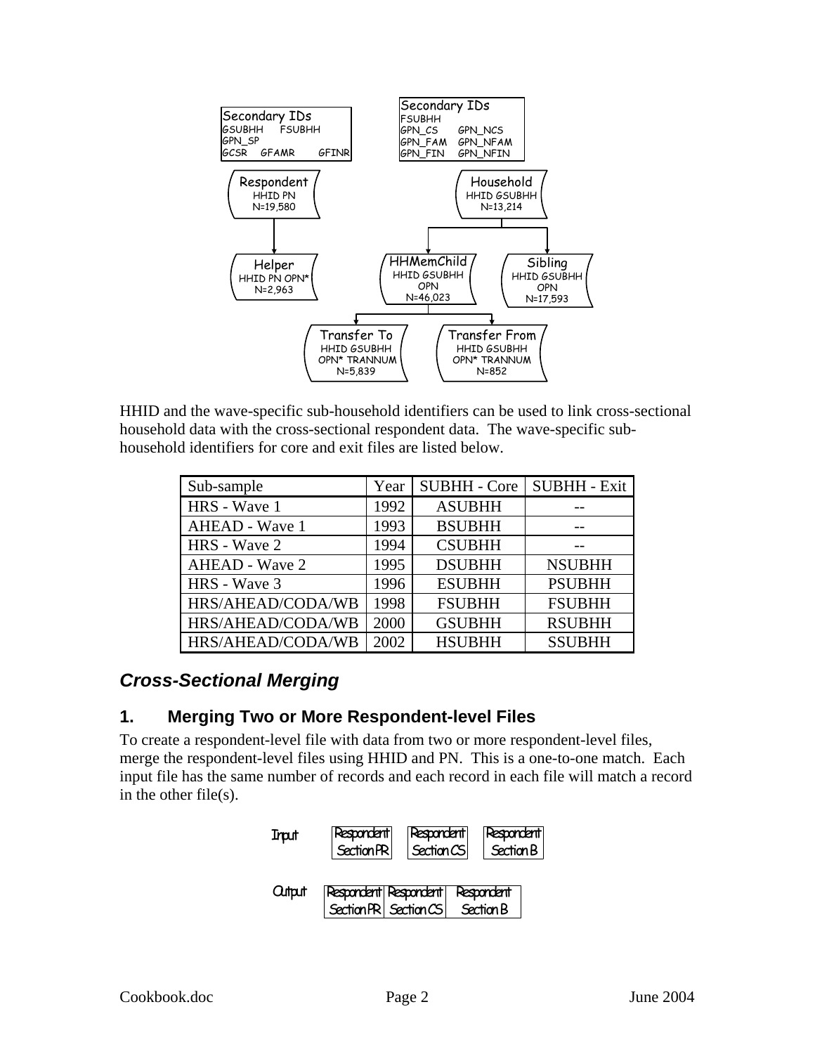Secondary IDs
GSUBHH FSUBHH
GPN_SP
GCSR GFAMR GFINR

Secondary IDs
FSUBHH
GPN_CS GPN_NCS
GPN_FAM GPN_NFAM
GPN_FIN GPN_NFIN

Respondent
HHID PN
N=19,580

Household
HHID GSUBHH
N=13,214

Helper
HHID PN OPN*
N=2,963

HHMemChild
HHID GSUBHH
OPN
N=46,023

Sibling
HHID GSUBHH
OPN
N=17,593

Transfer To
HHID GSUBHH
OPN* TRANNUM
N=5,839

Transfer From
HHID GSUBHH
OPN* TRANNUM
N=852

HHID and the wave-specific sub-household identifiers can be used to link cross-sectional household data with the cross-sectional respondent data. The wave-specific sub-household identifiers for core and exit files are listed below.

| Sub-sample | Year | SUBHH - Core | SUBHH - Exit |
|---|---|---|---|
| HRS - Wave 1 | 1992 | ASUBHH | -- |
| AHEAD - Wave 1 | 1993 | BSUBHH | -- |
| HRS - Wave 2 | 1994 | CSUBHH | -- |
| AHEAD - Wave 2 | 1995 | DSUBHH | NSUBHH |
| HRS - Wave 3 | 1996 | ESUBHH | PSUBHH |
| HRS/AHEAD/CODA/WB | 1998 | FSUBHH | FSUBHH |
| HRS/AHEAD/CODA/WB | 2000 | GSUBHH | RSUBHH |
| HRS/AHEAD/CODA/WB | 2002 | HSUBHH | SSUBHH |

## *Cross-Sectional Merging*

### 1. Merging Two or More Respondent-level Files

To create a respondent-level file with data from two or more respondent-level files, merge the respondent-level files using HHID and PN. This is a one-to-one match. Each input file has the same number of records and each record in each file will match a record in the other file(s).

Input: Respondent Section PR | Respondent Section CS | Respondent Section B

Output: Respondent Section PR | Respondent Section CS | Respondent Section B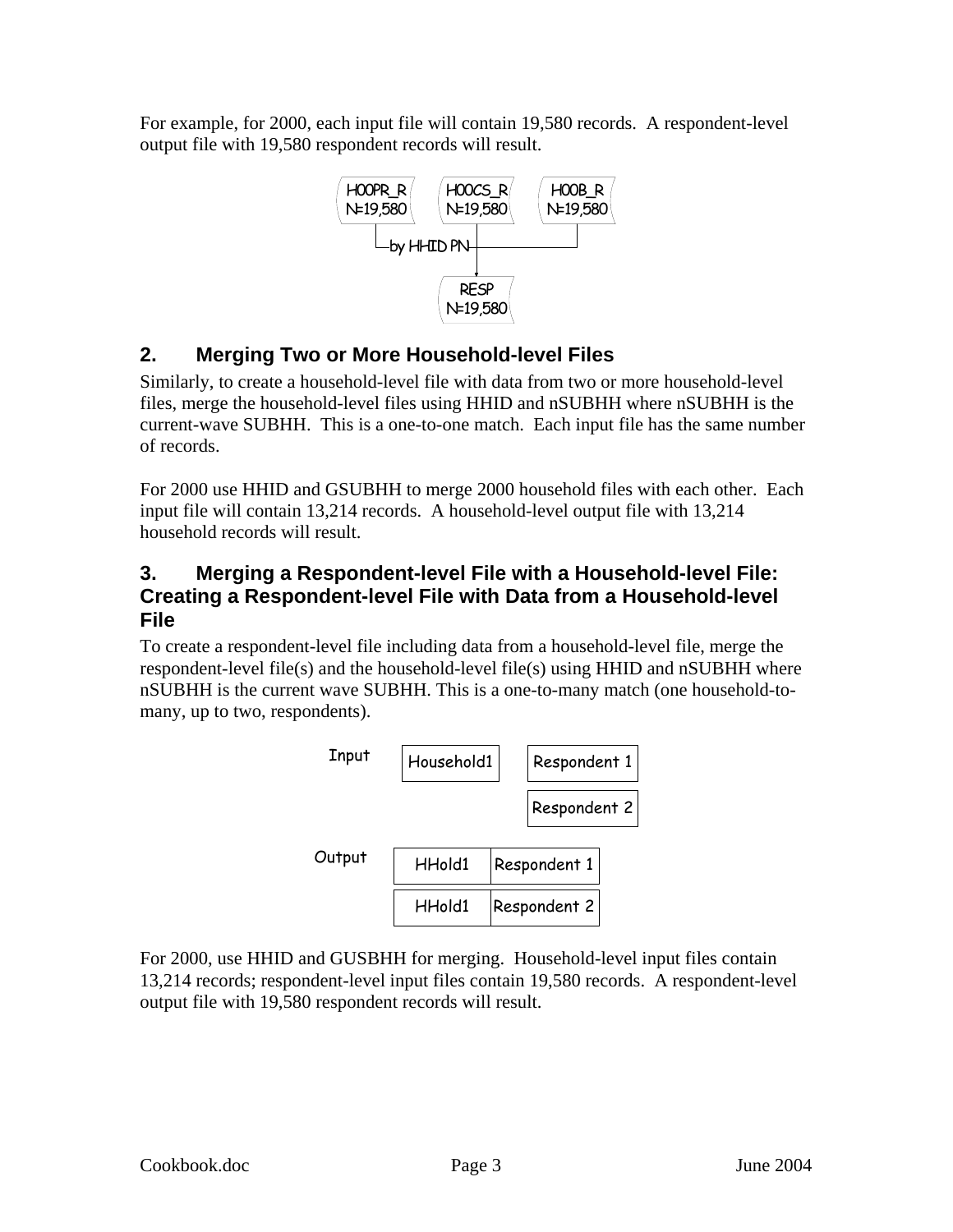For example, for 2000, each input file will contain 19,580 records. A respondent-level output file with 19,580 respondent records will result.

```
H00PR_R      H00CS_R      H00B_R
N=19,580     N=19,580     N=19,580
   |             |            |
   └─by HHID PN──┴────────────┘
                 |
                RESP
              N=19,580
```

## 2. Merging Two or More Household-level Files

Similarly, to create a household-level file with data from two or more household-level files, merge the household-level files using HHID and nSUBHH where nSUBHH is the current-wave SUBHH. This is a one-to-one match. Each input file has the same number of records.

For 2000 use HHID and GSUBHH to merge 2000 household files with each other. Each input file will contain 13,214 records. A household-level output file with 13,214 household records will result.

## 3. Merging a Respondent-level File with a Household-level File: Creating a Respondent-level File with Data from a Household-level File

To create a respondent-level file including data from a household-level file, merge the respondent-level file(s) and the household-level file(s) using HHID and nSUBHH where nSUBHH is the current wave SUBHH. This is a one-to-many match (one household-to-many, up to two, respondents).

```
Input    Household1    Respondent 1
                       Respondent 2

Output   HHold1 | Respondent 1
         HHold1 | Respondent 2
```

For 2000, use HHID and GUSBHH for merging. Household-level input files contain 13,214 records; respondent-level input files contain 19,580 records. A respondent-level output file with 19,580 respondent records will result.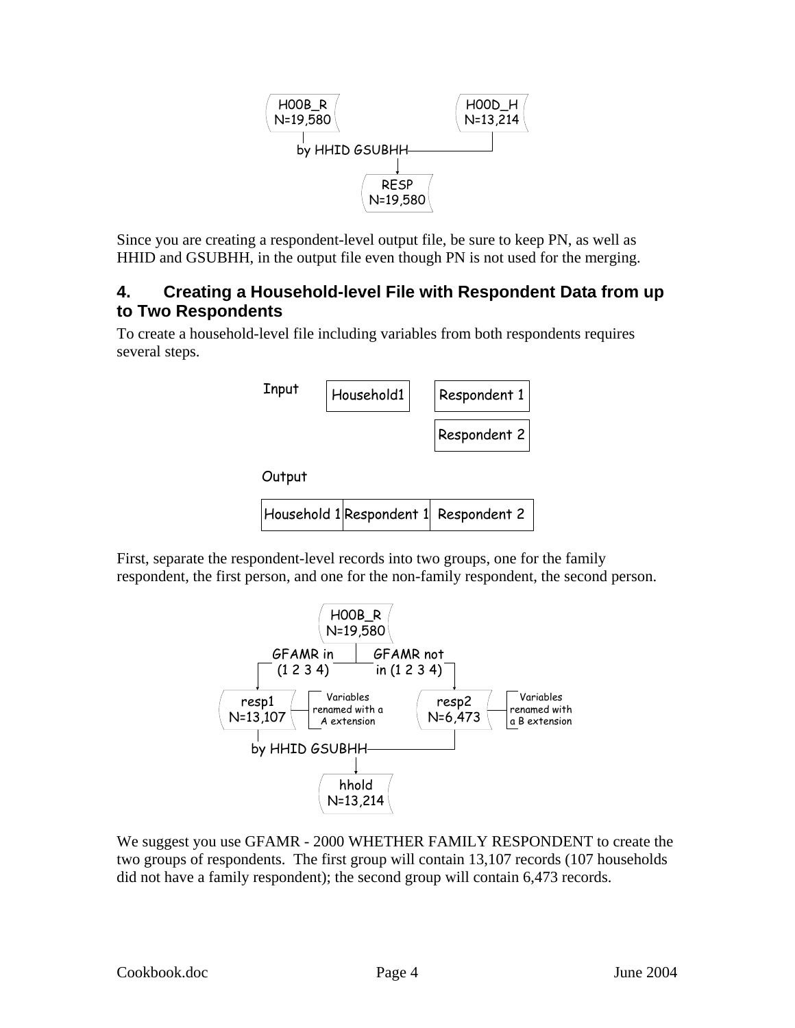H00B_R
N=19,580

H00D_H
N=13,214

by HHID GSUBHH

RESP
N=19,580

Since you are creating a respondent-level output file, be sure to keep PN, as well as HHID and GSUBHH, in the output file even though PN is not used for the merging.

## 4. Creating a Household-level File with Respondent Data from up to Two Respondents

To create a household-level file including variables from both respondents requires several steps.

Input: Household1 | Respondent 1 | Respondent 2

Output:

| Household 1 | Respondent 1 | Respondent 2 |
|---|---|---|

First, separate the respondent-level records into two groups, one for the family respondent, the first person, and one for the non-family respondent, the second person.

H00B_R
N=19,580

GFAMR in (1 2 3 4) → resp1 N=13,107 (Variables renamed with a A extension)

GFAMR not in (1 2 3 4) → resp2 N=6,473 (Variables renamed with a B extension)

by HHID GSUBHH

hhold
N=13,214

We suggest you use GFAMR - 2000 WHETHER FAMILY RESPONDENT to create the two groups of respondents. The first group will contain 13,107 records (107 households did not have a family respondent); the second group will contain 6,473 records.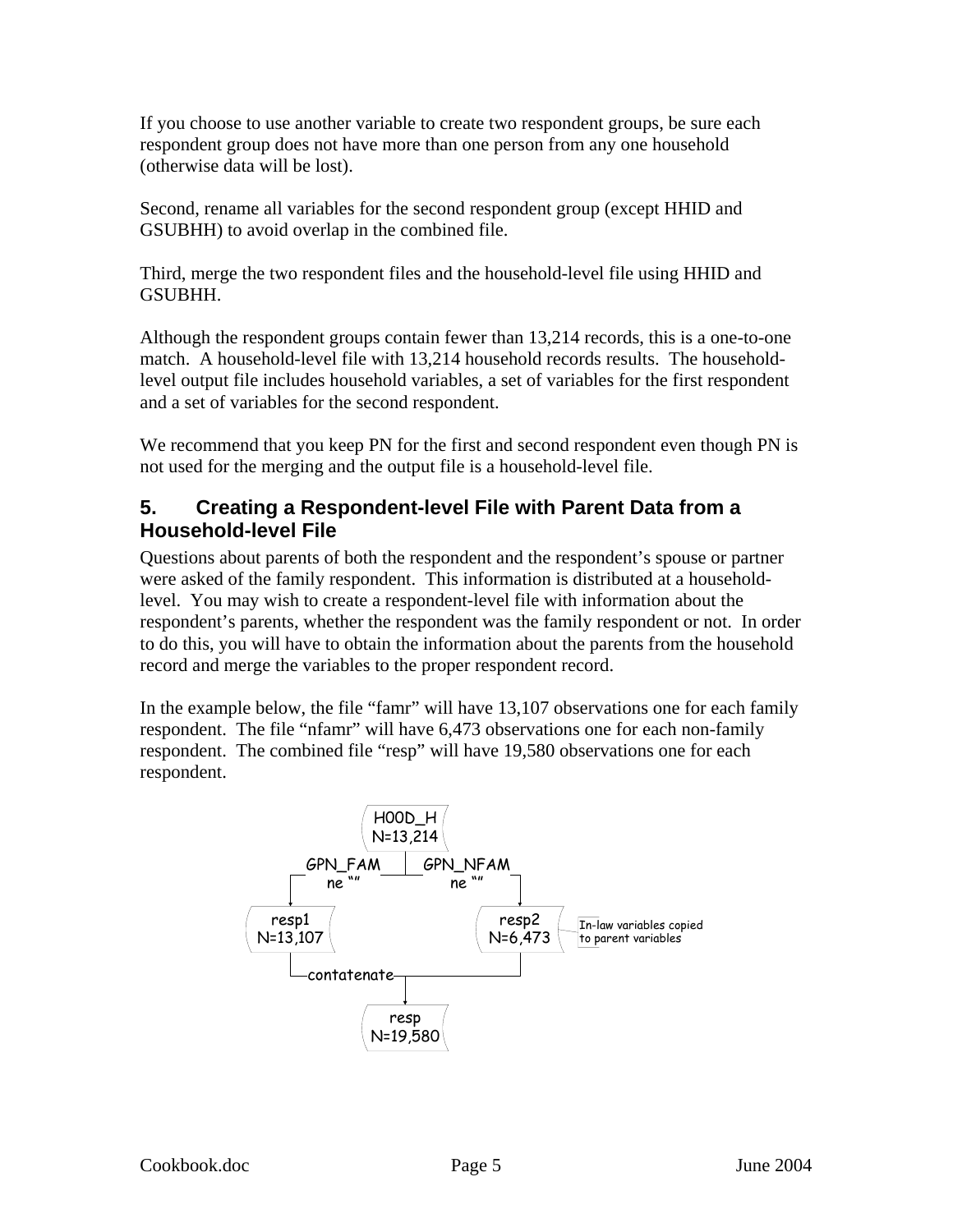If you choose to use another variable to create two respondent groups, be sure each respondent group does not have more than one person from any one household (otherwise data will be lost).

Second, rename all variables for the second respondent group (except HHID and GSUBHH) to avoid overlap in the combined file.

Third, merge the two respondent files and the household-level file using HHID and GSUBHH.

Although the respondent groups contain fewer than 13,214 records, this is a one-to-one match. A household-level file with 13,214 household records results. The household-level output file includes household variables, a set of variables for the first respondent and a set of variables for the second respondent.

We recommend that you keep PN for the first and second respondent even though PN is not used for the merging and the output file is a household-level file.

## 5. Creating a Respondent-level File with Parent Data from a Household-level File

Questions about parents of both the respondent and the respondent's spouse or partner were asked of the family respondent. This information is distributed at a household-level. You may wish to create a respondent-level file with information about the respondent's parents, whether the respondent was the family respondent or not. In order to do this, you will have to obtain the information about the parents from the household record and merge the variables to the proper respondent record.

In the example below, the file "famr" will have 13,107 observations one for each family respondent. The file "nfamr" will have 6,473 observations one for each non-family respondent. The combined file "resp" will have 19,580 observations one for each respondent.

```
                     H00D_H
                     N=13,214
        GPN_FAM        |        GPN_NFAM
         ne ""         |          ne ""
   +-------------------+-------------------+
   v                                       v
 resp1                                   resp2     In-law variables copied
 N=13,107                                N=6,473   to parent variables
   |                                       |
   +-----------contatenate-----------------+
                       |
                       v
                     resp
                     N=19,580
```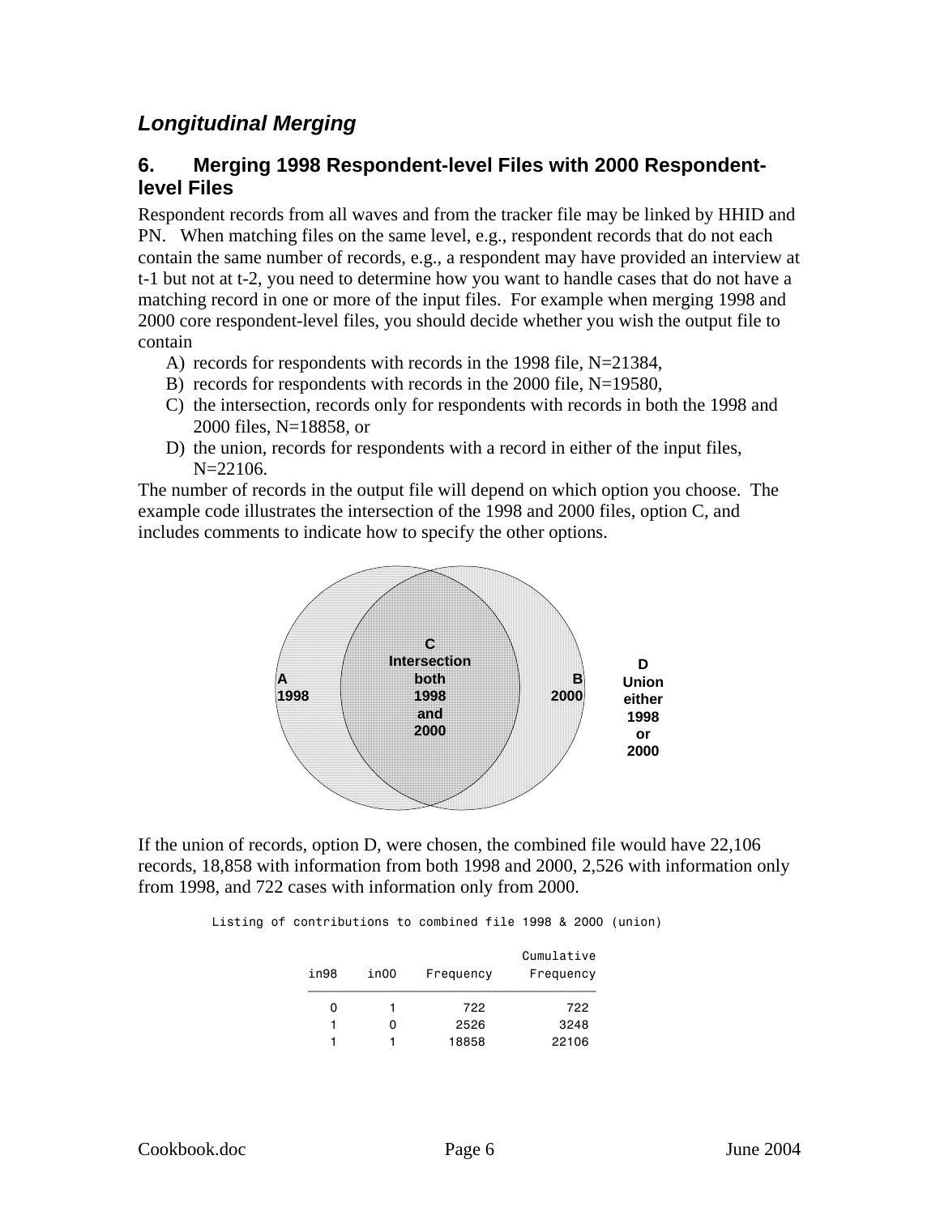## *Longitudinal Merging*

### 6. Merging 1998 Respondent-level Files with 2000 Respondent-level Files

Respondent records from all waves and from the tracker file may be linked by HHID and PN. When matching files on the same level, e.g., respondent records that do not each contain the same number of records, e.g., a respondent may have provided an interview at t-1 but not at t-2, you need to determine how you want to handle cases that do not have a matching record in one or more of the input files. For example when merging 1998 and 2000 core respondent-level files, you should decide whether you wish the output file to contain

A) records for respondents with records in the 1998 file, N=21384,
B) records for respondents with records in the 2000 file, N=19580,
C) the intersection, records only for respondents with records in both the 1998 and 2000 files, N=18858, or
D) the union, records for respondents with a record in either of the input files, N=22106.

The number of records in the output file will depend on which option you choose. The example code illustrates the intersection of the 1998 and 2000 files, option C, and includes comments to indicate how to specify the other options.

A 1998 | C Intersection both 1998 and 2000 | B 2000 | D Union either 1998 or 2000

If the union of records, option D, were chosen, the combined file would have 22,106 records, 18,858 with information from both 1998 and 2000, 2,526 with information only from 1998, and 722 cases with information only from 2000.

```
Listing of contributions to combined file 1998 & 2000 (union)

                                        Cumulative
        in98     in00     Frequency      Frequency
        ------------------------------------------
           0        1          722            722
           1        0         2526           3248
           1        1        18858          22106
```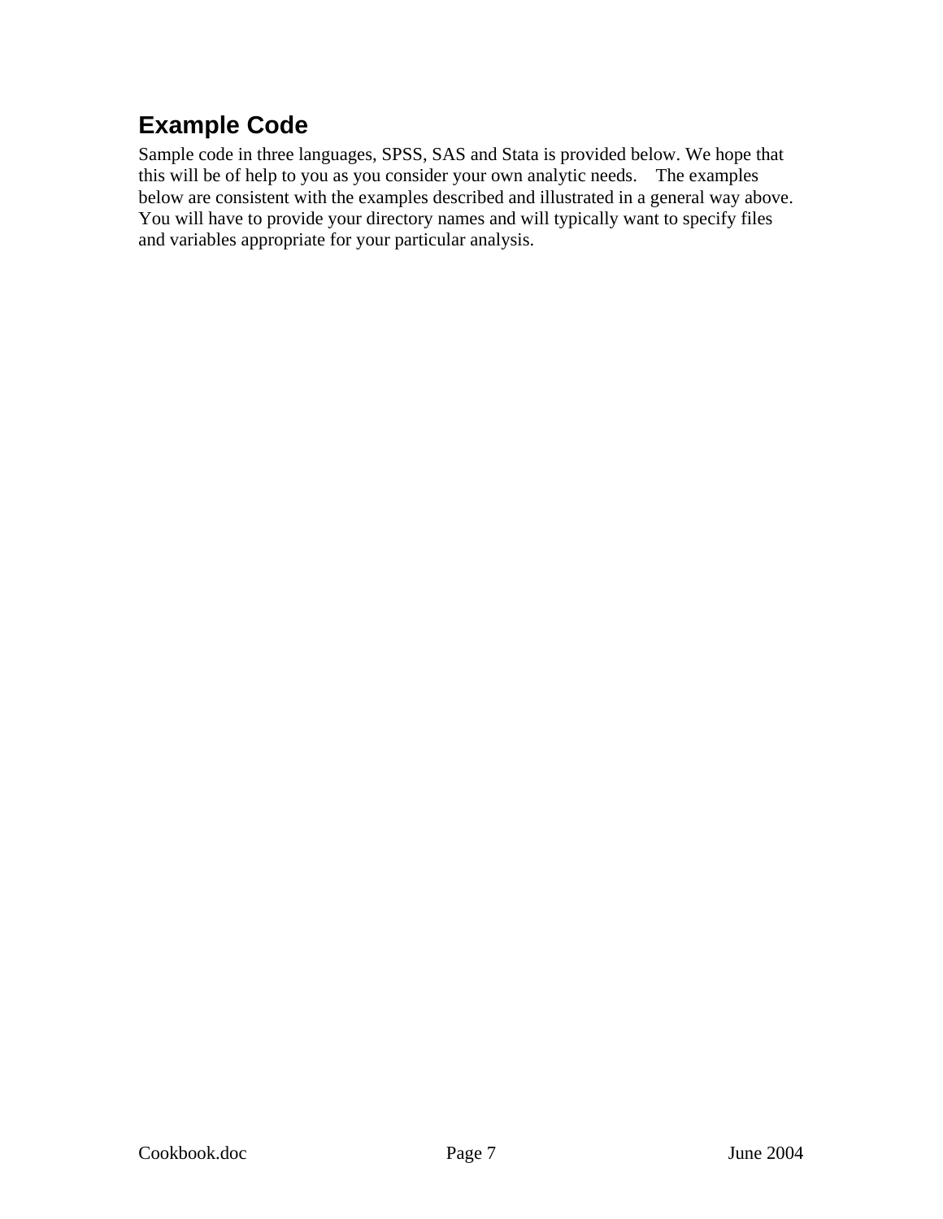## Example Code

Sample code in three languages, SPSS, SAS and Stata is provided below. We hope that this will be of help to you as you consider your own analytic needs. The examples below are consistent with the examples described and illustrated in a general way above. You will have to provide your directory names and will typically want to specify files and variables appropriate for your particular analysis.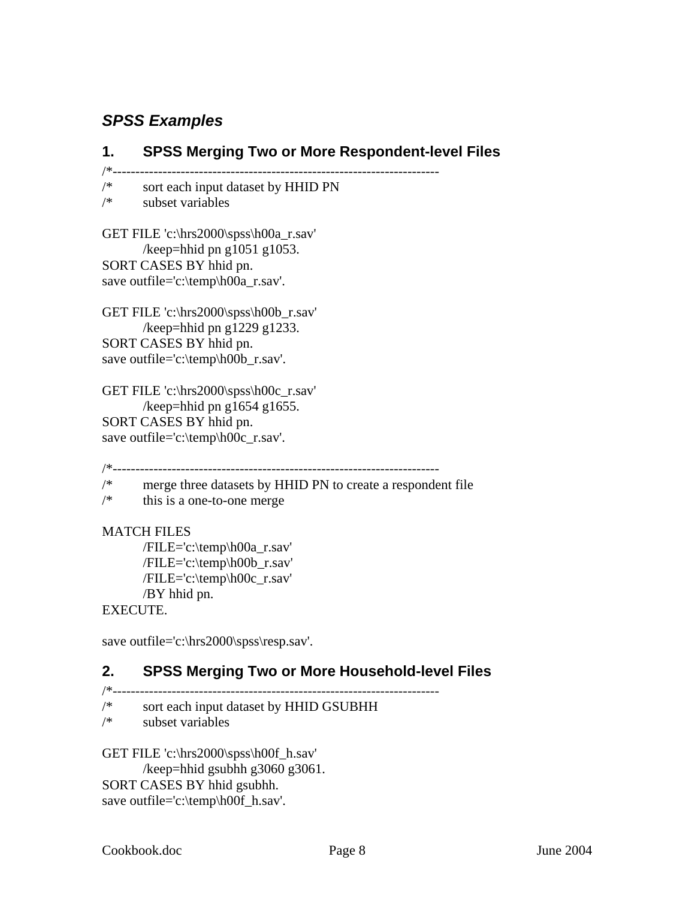## *SPSS Examples*

### 1. SPSS Merging Two or More Respondent-level Files

```
/*------------------------------------------------------------------------
/*      sort each input dataset by HHID PN
/*      subset variables

GET FILE 'c:\hrs2000\spss\h00a_r.sav'
        /keep=hhid pn g1051 g1053.
SORT CASES BY hhid pn.
save outfile='c:\temp\h00a_r.sav'.

GET FILE 'c:\hrs2000\spss\h00b_r.sav'
        /keep=hhid pn g1229 g1233.
SORT CASES BY hhid pn.
save outfile='c:\temp\h00b_r.sav'.

GET FILE 'c:\hrs2000\spss\h00c_r.sav'
        /keep=hhid pn g1654 g1655.
SORT CASES BY hhid pn.
save outfile='c:\temp\h00c_r.sav'.

/*------------------------------------------------------------------------
/*      merge three datasets by HHID PN to create a respondent file
/*      this is a one-to-one merge

MATCH FILES
        /FILE='c:\temp\h00a_r.sav'
        /FILE='c:\temp\h00b_r.sav'
        /FILE='c:\temp\h00c_r.sav'
        /BY hhid pn.
EXECUTE.

save outfile='c:\hrs2000\spss\resp.sav'.
```

### 2. SPSS Merging Two or More Household-level Files

```
/*------------------------------------------------------------------------
/*      sort each input dataset by HHID GSUBHH
/*      subset variables

GET FILE 'c:\hrs2000\spss\h00f_h.sav'
        /keep=hhid gsubhh g3060 g3061.
SORT CASES BY hhid gsubhh.
save outfile='c:\temp\h00f_h.sav'.
```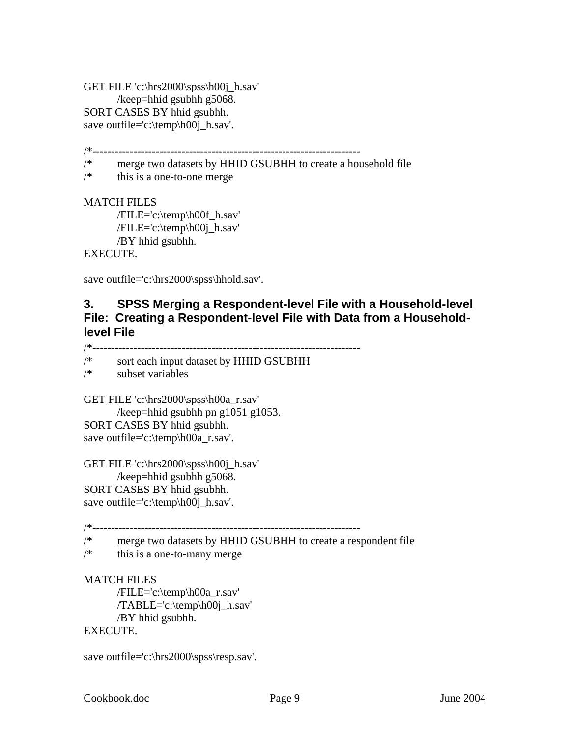```
GET FILE 'c:\hrs2000\spss\h00j_h.sav'
        /keep=hhid gsubhh g5068.
SORT CASES BY hhid gsubhh.
save outfile='c:\temp\h00j_h.sav'.

/*------------------------------------------------------------------------
/*      merge two datasets by HHID GSUBHH to create a household file
/*      this is a one-to-one merge

MATCH FILES
        /FILE='c:\temp\h00f_h.sav'
        /FILE='c:\temp\h00j_h.sav'
        /BY hhid gsubhh.
EXECUTE.

save outfile='c:\hrs2000\spss\hhold.sav'.
```

### 3. SPSS Merging a Respondent-level File with a Household-level File: Creating a Respondent-level File with Data from a Household-level File

```
/*------------------------------------------------------------------------
/*      sort each input dataset by HHID GSUBHH
/*      subset variables

GET FILE 'c:\hrs2000\spss\h00a_r.sav'
        /keep=hhid gsubhh pn g1051 g1053.
SORT CASES BY hhid gsubhh.
save outfile='c:\temp\h00a_r.sav'.

GET FILE 'c:\hrs2000\spss\h00j_h.sav'
        /keep=hhid gsubhh g5068.
SORT CASES BY hhid gsubhh.
save outfile='c:\temp\h00j_h.sav'.

/*------------------------------------------------------------------------
/*      merge two datasets by HHID GSUBHH to create a respondent file
/*      this is a one-to-many merge

MATCH FILES
        /FILE='c:\temp\h00a_r.sav'
        /TABLE='c:\temp\h00j_h.sav'
        /BY hhid gsubhh.
EXECUTE.

save outfile='c:\hrs2000\spss\resp.sav'.
```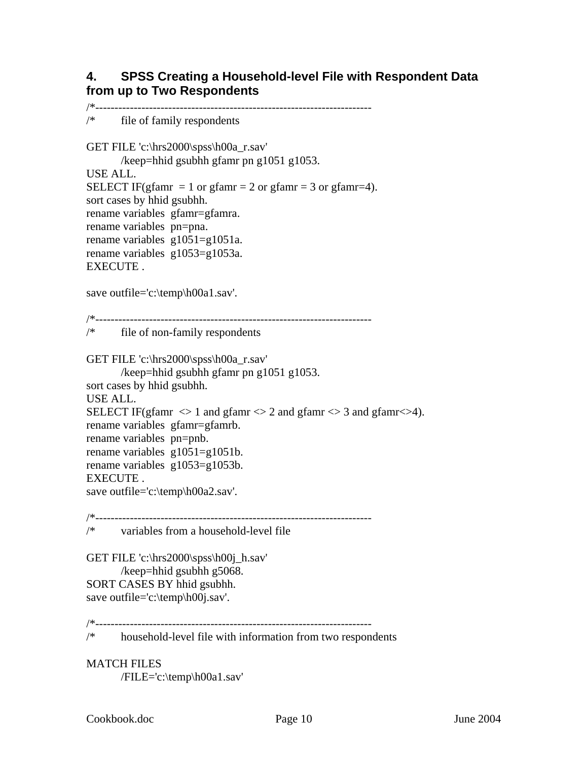## 4. SPSS Creating a Household-level File with Respondent Data from up to Two Respondents

```
/*-------------------------------------------------------------------------
/*      file of family respondents

GET FILE 'c:\hrs2000\spss\h00a_r.sav'
        /keep=hhid gsubhh gfamr pn g1051 g1053.
USE ALL.
SELECT IF(gfamr  = 1 or gfamr = 2 or gfamr = 3 or gfamr=4).
sort cases by hhid gsubhh.
rename variables  gfamr=gfamra.
rename variables  pn=pna.
rename variables  g1051=g1051a.
rename variables  g1053=g1053a.
EXECUTE .

save outfile='c:\temp\h00a1.sav'.

/*-------------------------------------------------------------------------
/*      file of non-family respondents

GET FILE 'c:\hrs2000\spss\h00a_r.sav'
        /keep=hhid gsubhh gfamr pn g1051 g1053.
sort cases by hhid gsubhh.
USE ALL.
SELECT IF(gfamr  <> 1 and gfamr <> 2 and gfamr <> 3 and gfamr<>4).
rename variables  gfamr=gfamrb.
rename variables  pn=pnb.
rename variables  g1051=g1051b.
rename variables  g1053=g1053b.
EXECUTE .
save outfile='c:\temp\h00a2.sav'.

/*-------------------------------------------------------------------------
/*      variables from a household-level file

GET FILE 'c:\hrs2000\spss\h00j_h.sav'
        /keep=hhid gsubhh g5068.
SORT CASES BY hhid gsubhh.
save outfile='c:\temp\h00j.sav'.

/*-------------------------------------------------------------------------
/*      household-level file with information from two respondents

MATCH FILES
        /FILE='c:\temp\h00a1.sav'
```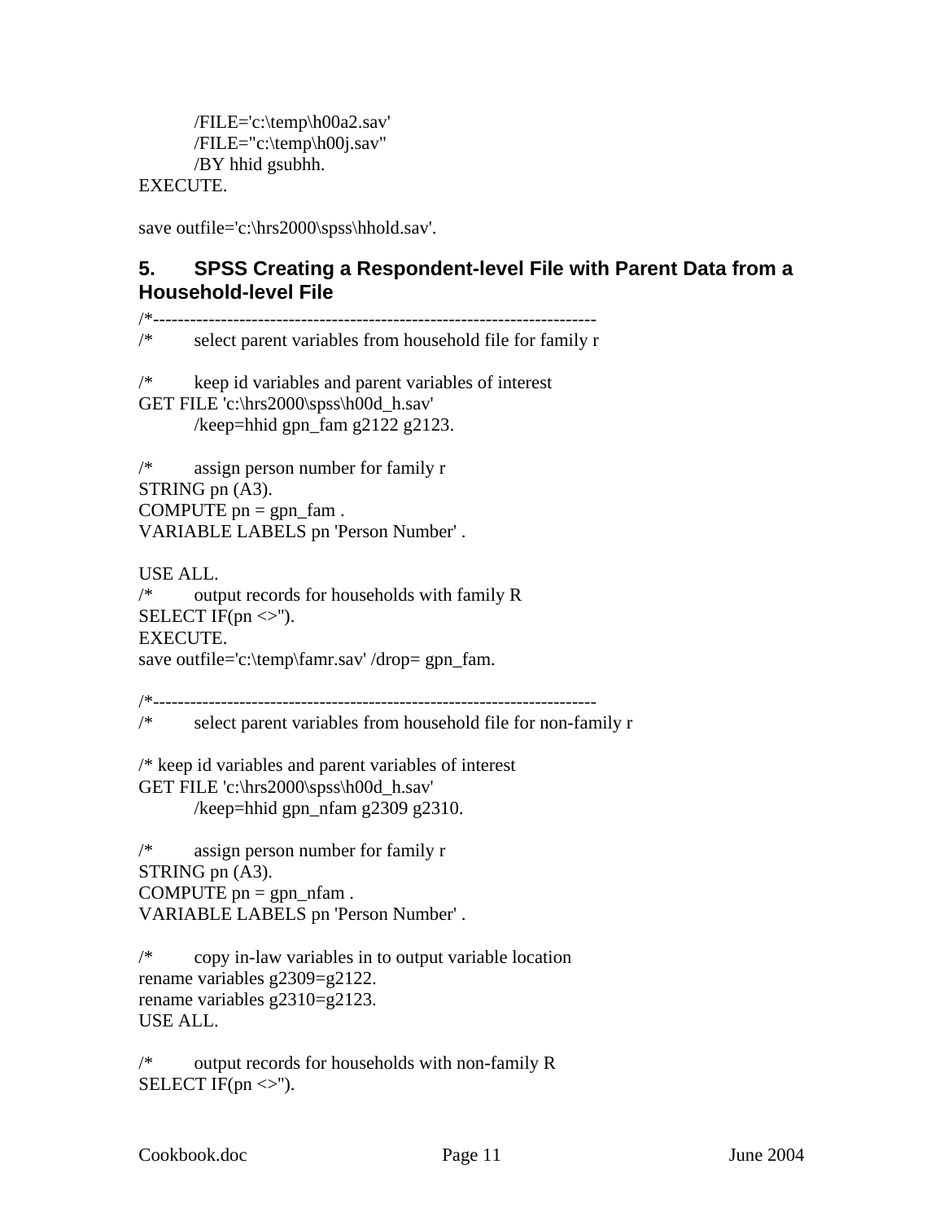```
        /FILE='c:\temp\h00a2.sav'
        /FILE="c:\temp\h00j.sav"
        /BY hhid gsubhh.
EXECUTE.

save outfile='c:\hrs2000\spss\hhold.sav'.
```

## 5. SPSS Creating a Respondent-level File with Parent Data from a Household-level File

```
/*-----------------------------------------------------------------------
/*      select parent variables from household file for family r

/*      keep id variables and parent variables of interest
GET FILE 'c:\hrs2000\spss\h00d_h.sav'
        /keep=hhid gpn_fam g2122 g2123.

/*      assign person number for family r
STRING pn (A3).
COMPUTE pn = gpn_fam .
VARIABLE LABELS pn 'Person Number' .

USE ALL.
/*      output records for households with family R
SELECT IF(pn <>'').
EXECUTE.
save outfile='c:\temp\famr.sav' /drop= gpn_fam.

/*-----------------------------------------------------------------------
/*      select parent variables from household file for non-family r

/* keep id variables and parent variables of interest
GET FILE 'c:\hrs2000\spss\h00d_h.sav'
        /keep=hhid gpn_nfam g2309 g2310.

/*      assign person number for family r
STRING pn (A3).
COMPUTE pn = gpn_nfam .
VARIABLE LABELS pn 'Person Number' .

/*      copy in-law variables in to output variable location
rename variables g2309=g2122.
rename variables g2310=g2123.
USE ALL.

/*      output records for households with non-family R
SELECT IF(pn <>'').
```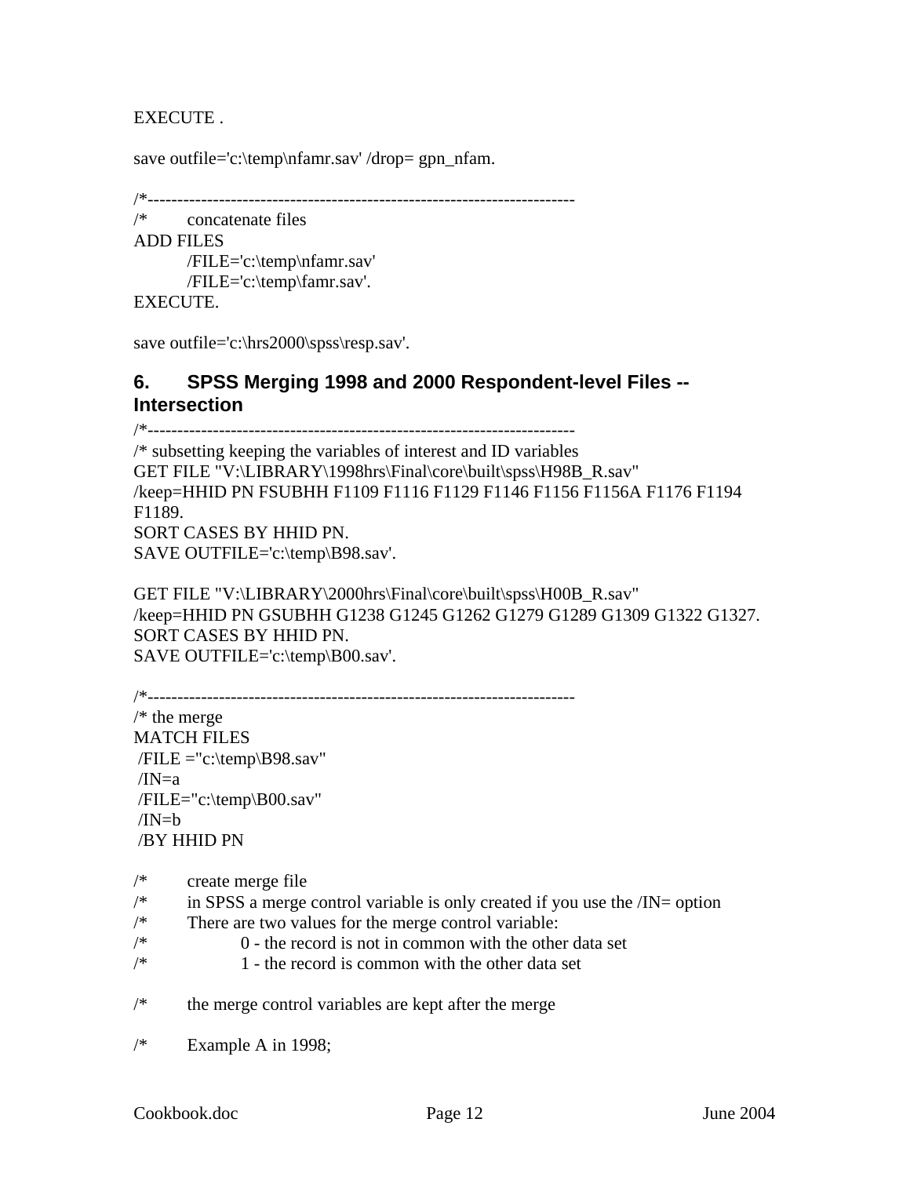```
EXECUTE .

save outfile='c:\temp\nfamr.sav' /drop= gpn_nfam.

/*------------------------------------------------------------------------
/*      concatenate files
ADD FILES
        /FILE='c:\temp\nfamr.sav'
        /FILE='c:\temp\famr.sav'.
EXECUTE.

save outfile='c:\hrs2000\spss\resp.sav'.
```

## 6. SPSS Merging 1998 and 2000 Respondent-level Files -- Intersection

```
/*------------------------------------------------------------------------
/* subsetting keeping the variables of interest and ID variables
GET FILE "V:\LIBRARY\1998hrs\Final\core\built\spss\H98B_R.sav"
/keep=HHID PN FSUBHH F1109 F1116 F1129 F1146 F1156 F1156A F1176 F1194
F1189.
SORT CASES BY HHID PN.
SAVE OUTFILE='c:\temp\B98.sav'.

GET FILE "V:\LIBRARY\2000hrs\Final\core\built\spss\H00B_R.sav"
/keep=HHID PN GSUBHH G1238 G1245 G1262 G1279 G1289 G1309 G1322 G1327.
SORT CASES BY HHID PN.
SAVE OUTFILE='c:\temp\B00.sav'.

/*------------------------------------------------------------------------
/* the merge
MATCH FILES
 /FILE ="c:\temp\B98.sav"
 /IN=a
 /FILE="c:\temp\B00.sav"
 /IN=b
 /BY HHID PN

/*      create merge file
/*      in SPSS a merge control variable is only created if you use the /IN= option
/*      There are two values for the merge control variable:
/*              0 - the record is not in common with the other data set
/*              1 - the record is common with the other data set

/*      the merge control variables are kept after the merge

/*      Example A in 1998;
```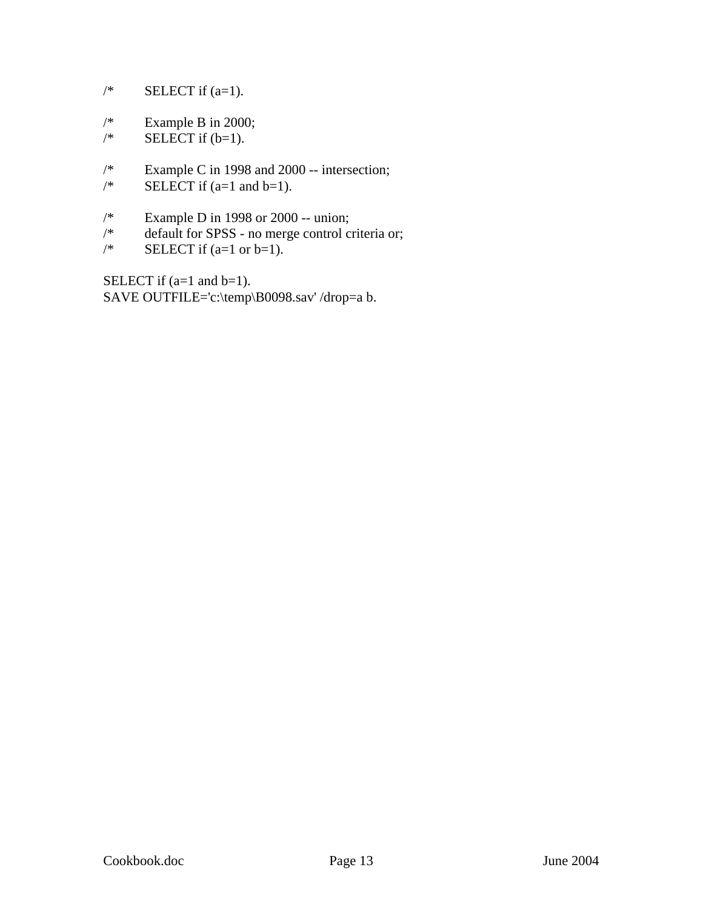```
/*      SELECT if (a=1).

/*      Example B in 2000;
/*      SELECT if (b=1).

/*      Example C in 1998 and 2000 -- intersection;
/*      SELECT if (a=1 and b=1).

/*      Example D in 1998 or 2000 -- union;
/*      default for SPSS - no merge control criteria or;
/*      SELECT if (a=1 or b=1).

SELECT if (a=1 and b=1).
SAVE OUTFILE='c:\temp\B0098.sav' /drop=a b.
```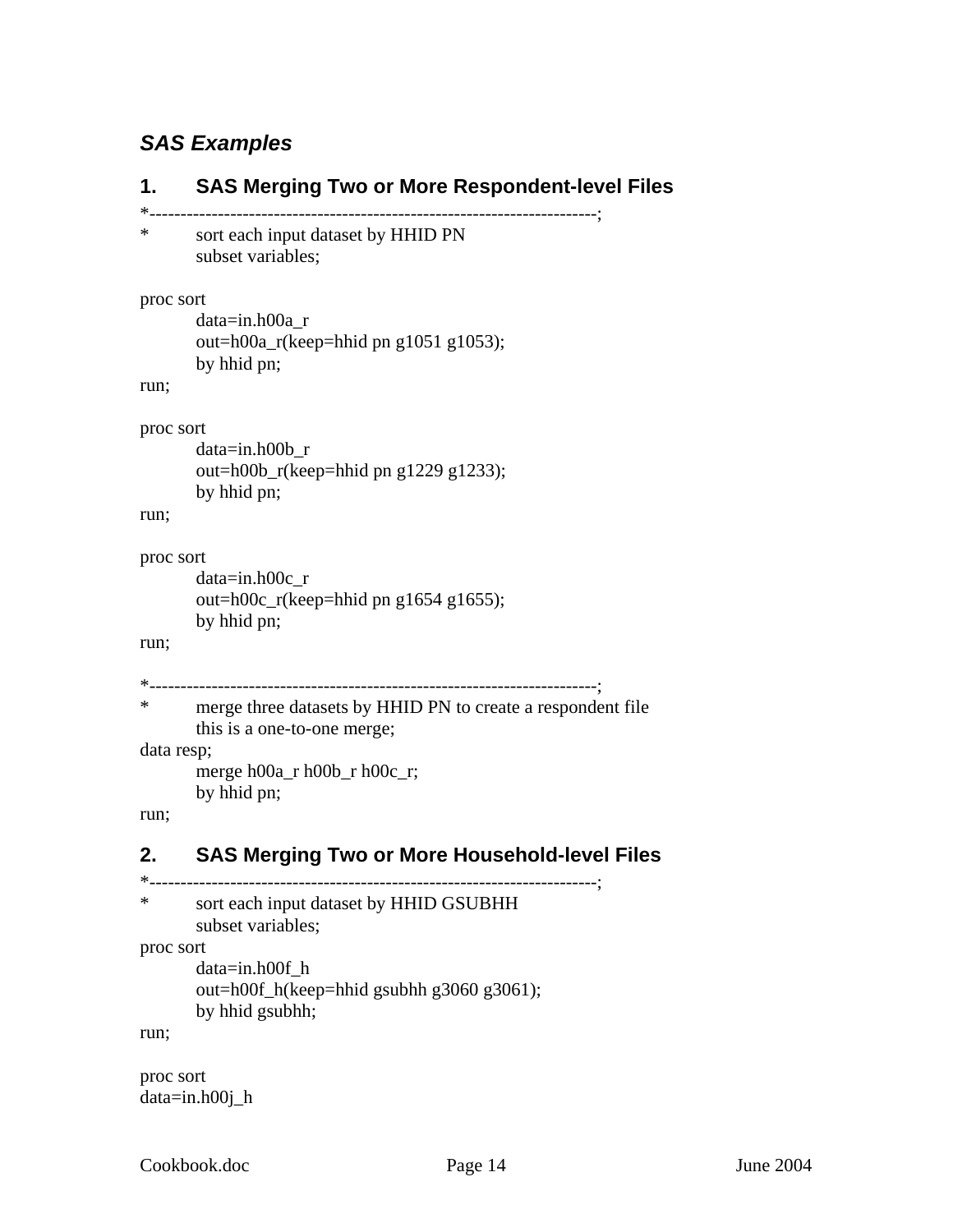## *SAS Examples*

### 1. SAS Merging Two or More Respondent-level Files

```
*-----------------------------------------------------------------------;
*       sort each input dataset by HHID PN
        subset variables;

proc sort
        data=in.h00a_r
        out=h00a_r(keep=hhid pn g1051 g1053);
        by hhid pn;
run;

proc sort
        data=in.h00b_r
        out=h00b_r(keep=hhid pn g1229 g1233);
        by hhid pn;
run;

proc sort
        data=in.h00c_r
        out=h00c_r(keep=hhid pn g1654 g1655);
        by hhid pn;
run;

*-----------------------------------------------------------------------;
*       merge three datasets by HHID PN to create a respondent file
        this is a one-to-one merge;
data resp;
        merge h00a_r h00b_r h00c_r;
        by hhid pn;
run;
```

### 2. SAS Merging Two or More Household-level Files

```
*-----------------------------------------------------------------------;
*       sort each input dataset by HHID GSUBHH
        subset variables;
proc sort
        data=in.h00f_h
        out=h00f_h(keep=hhid gsubhh g3060 g3061);
        by hhid gsubhh;
run;

proc sort
data=in.h00j_h
```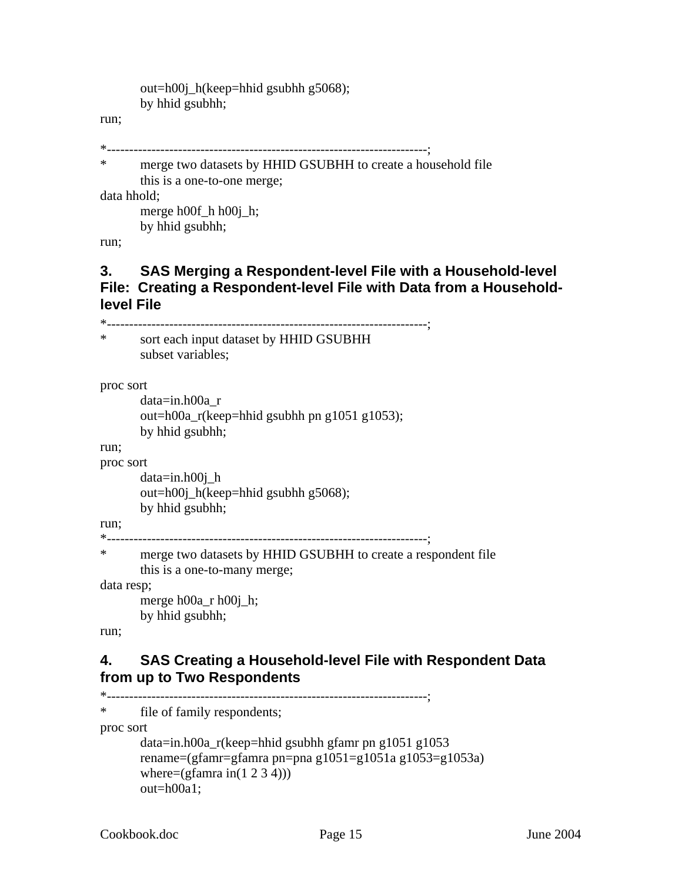```
        out=h00j_h(keep=hhid gsubhh g5068);
        by hhid gsubhh;
run;

*-----------------------------------------------------------------------;
*       merge two datasets by HHID GSUBHH to create a household file
        this is a one-to-one merge;
data hhold;
        merge h00f_h h00j_h;
        by hhid gsubhh;
run;
```

### 3. SAS Merging a Respondent-level File with a Household-level File: Creating a Respondent-level File with Data from a Household-level File

```
*-----------------------------------------------------------------------;
*       sort each input dataset by HHID GSUBHH
        subset variables;

proc sort
        data=in.h00a_r
        out=h00a_r(keep=hhid gsubhh pn g1051 g1053);
        by hhid gsubhh;
run;
proc sort
        data=in.h00j_h
        out=h00j_h(keep=hhid gsubhh g5068);
        by hhid gsubhh;
run;
*-----------------------------------------------------------------------;
*       merge two datasets by HHID GSUBHH to create a respondent file
        this is a one-to-many merge;
data resp;
        merge h00a_r h00j_h;
        by hhid gsubhh;
run;
```

### 4. SAS Creating a Household-level File with Respondent Data from up to Two Respondents

```
*-----------------------------------------------------------------------;
*       file of family respondents;
proc sort
        data=in.h00a_r(keep=hhid gsubhh gfamr pn g1051 g1053
        rename=(gfamr=gfamra pn=pna g1051=g1051a g1053=g1053a)
        where=(gfamra in(1 2 3 4)))
        out=h00a1;
```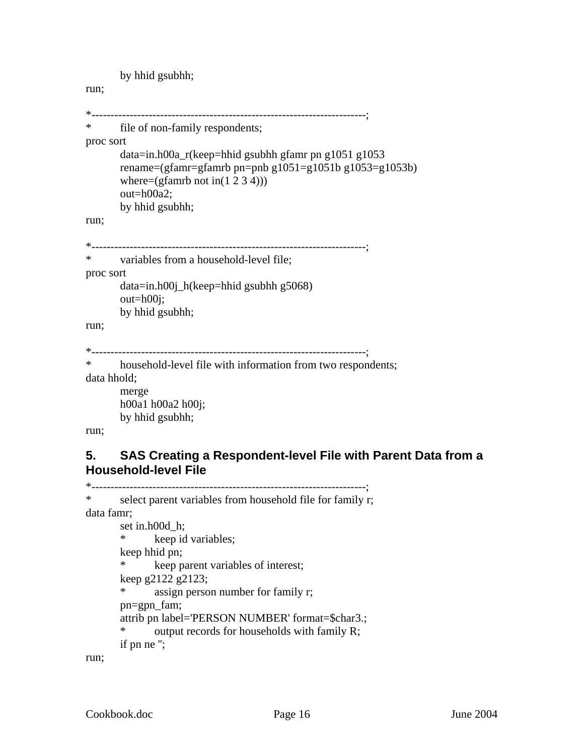```
        by hhid gsubhh;
run;

*-----------------------------------------------------------------------;
*       file of non-family respondents;
proc sort
        data=in.h00a_r(keep=hhid gsubhh gfamr pn g1051 g1053
        rename=(gfamr=gfamrb pn=pnb g1051=g1051b g1053=g1053b)
        where=(gfamrb not in(1 2 3 4)))
        out=h00a2;
        by hhid gsubhh;
run;

*-----------------------------------------------------------------------;
*       variables from a household-level file;
proc sort
        data=in.h00j_h(keep=hhid gsubhh g5068)
        out=h00j;
        by hhid gsubhh;
run;

*-----------------------------------------------------------------------;
*       household-level file with information from two respondents;
data hhold;
        merge
        h00a1 h00a2 h00j;
        by hhid gsubhh;
run;
```

## 5. SAS Creating a Respondent-level File with Parent Data from a Household-level File

```
*-----------------------------------------------------------------------;
*       select parent variables from household file for family r;
data famr;
        set in.h00d_h;
        *       keep id variables;
        keep hhid pn;
        *       keep parent variables of interest;
        keep g2122 g2123;
        *       assign person number for family r;
        pn=gpn_fam;
        attrib pn label='PERSON NUMBER' format=$char3.;
        *       output records for households with family R;
        if pn ne '';
run;
```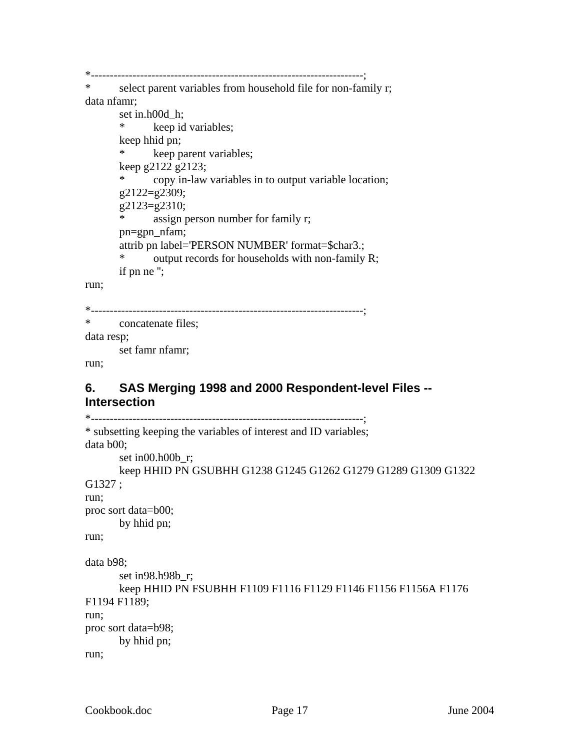```
*------------------------------------------------------------------------;
*	select parent variables from household file for non-family r;
data nfamr;
	set in.h00d_h;
	*	keep id variables;
	keep hhid pn;
	*	keep parent variables;
	keep g2122 g2123;
	*	copy in-law variables in to output variable location;
	g2122=g2309;
	g2123=g2310;
	*	assign person number for family r;
	pn=gpn_nfam;
	attrib pn label='PERSON NUMBER' format=$char3.;
	*	output records for households with non-family R;
	if pn ne '';
run;

*------------------------------------------------------------------------;
*	concatenate files;
data resp;
	set famr nfamr;
run;
```

## 6. SAS Merging 1998 and 2000 Respondent-level Files -- Intersection

```
*------------------------------------------------------------------------;
* subsetting keeping the variables of interest and ID variables;
data b00;
	set in00.h00b_r;
	keep HHID PN GSUBHH G1238 G1245 G1262 G1279 G1289 G1309 G1322 
G1327 ;
run;
proc sort data=b00;
	by hhid pn;
run;

data b98;
	set in98.h98b_r;
	keep HHID PN FSUBHH F1109 F1116 F1129 F1146 F1156 F1156A F1176 
F1194 F1189;
run;
proc sort data=b98;
	by hhid pn;
run;
```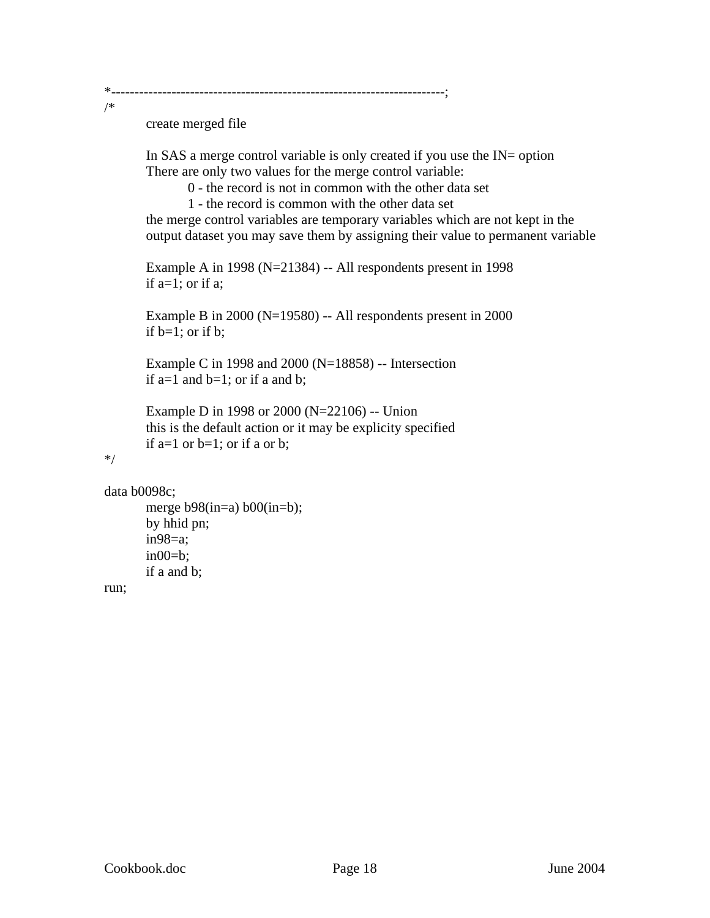```
*----------------------------------------------------------------------;
/*
	create merged file

	In SAS a merge control variable is only created if you use the IN= option
	There are only two values for the merge control variable:
		0 - the record is not in common with the other data set
		1 - the record is common with the other data set
	the merge control variables are temporary variables which are not kept in the
	output dataset you may save them by assigning their value to permanent variable

	Example A in 1998 (N=21384) -- All respondents present in 1998
	if a=1; or if a;

	Example B in 2000 (N=19580) -- All respondents present in 2000
	if b=1; or if b;

	Example C in 1998 and 2000 (N=18858) -- Intersection
	if a=1 and b=1; or if a and b;

	Example D in 1998 or 2000 (N=22106) -- Union
	this is the default action or it may be explicity specified
	if a=1 or b=1; or if a or b;
*/

data b0098c;
	merge b98(in=a) b00(in=b);
	by hhid pn;
	in98=a;
	in00=b;
	if a and b;
run;
```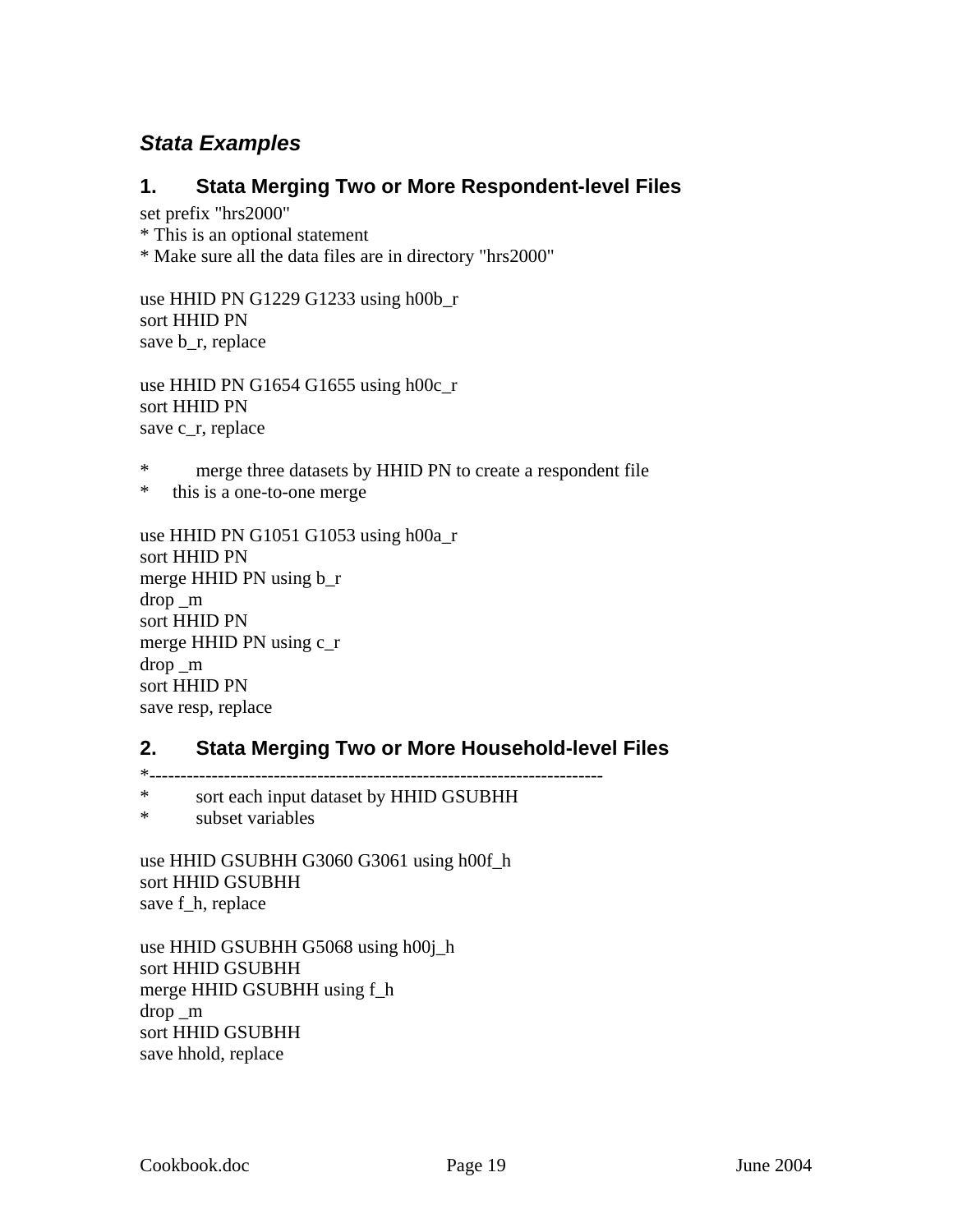## *Stata Examples*

### 1. Stata Merging Two or More Respondent-level Files

```
set prefix "hrs2000"
* This is an optional statement
* Make sure all the data files are in directory "hrs2000"

use HHID PN G1229 G1233 using h00b_r
sort HHID PN
save b_r, replace

use HHID PN G1654 G1655 using h00c_r
sort HHID PN
save c_r, replace

*       merge three datasets by HHID PN to create a respondent file
*   this is a one-to-one merge

use HHID PN G1051 G1053 using h00a_r
sort HHID PN
merge HHID PN using b_r
drop _m
sort HHID PN
merge HHID PN using c_r
drop _m
sort HHID PN
save resp, replace
```

### 2. Stata Merging Two or More Household-level Files

```
*------------------------------------------------------------------------
*       sort each input dataset by HHID GSUBHH
*       subset variables

use HHID GSUBHH G3060 G3061 using h00f_h
sort HHID GSUBHH
save f_h, replace

use HHID GSUBHH G5068 using h00j_h
sort HHID GSUBHH
merge HHID GSUBHH using f_h
drop _m
sort HHID GSUBHH
save hhold, replace
```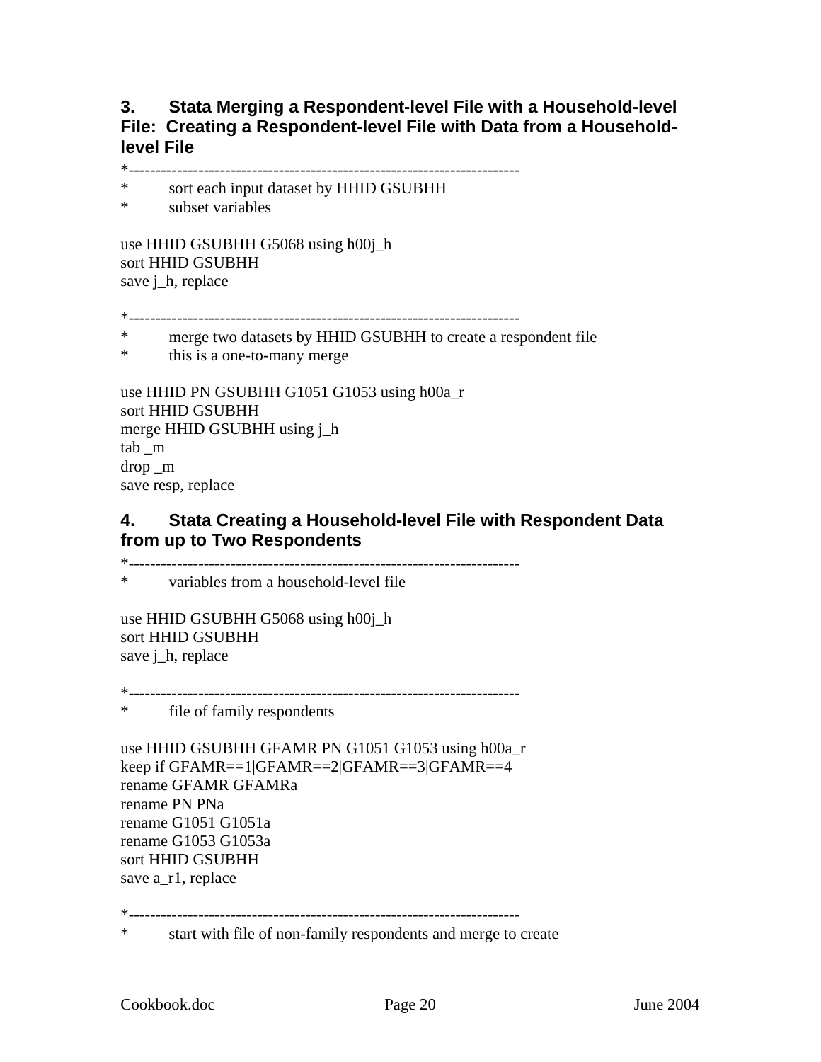## 3. Stata Merging a Respondent-level File with a Household-level File: Creating a Respondent-level File with Data from a Household-level File

```
*-------------------------------------------------------------------------
*     sort each input dataset by HHID GSUBHH
*     subset variables

use HHID GSUBHH G5068 using h00j_h
sort HHID GSUBHH
save j_h, replace

*-------------------------------------------------------------------------
*     merge two datasets by HHID GSUBHH to create a respondent file
*     this is a one-to-many merge

use HHID PN GSUBHH G1051 G1053 using h00a_r
sort HHID GSUBHH
merge HHID GSUBHH using j_h
tab _m
drop _m
save resp, replace
```

## 4. Stata Creating a Household-level File with Respondent Data from up to Two Respondents

```
*-------------------------------------------------------------------------
*     variables from a household-level file

use HHID GSUBHH G5068 using h00j_h
sort HHID GSUBHH
save j_h, replace

*-------------------------------------------------------------------------
*     file of family respondents

use HHID GSUBHH GFAMR PN G1051 G1053 using h00a_r
keep if GFAMR==1|GFAMR==2|GFAMR==3|GFAMR==4
rename GFAMR GFAMRa
rename PN PNa
rename G1051 G1051a
rename G1053 G1053a
sort HHID GSUBHH
save a_r1, replace

*-------------------------------------------------------------------------
*     start with file of non-family respondents and merge to create
```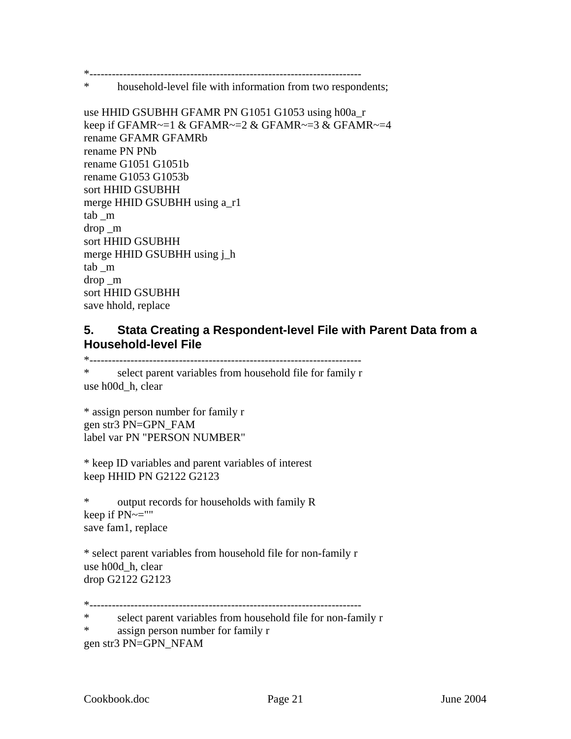```
*-------------------------------------------------------------------------
*         household-level file with information from two respondents;

use HHID GSUBHH GFAMR PN G1051 G1053 using h00a_r
keep if GFAMR~=1 & GFAMR~=2 & GFAMR~=3 & GFAMR~=4
rename GFAMR GFAMRb
rename PN PNb
rename G1051 G1051b
rename G1053 G1053b
sort HHID GSUBHH
merge HHID GSUBHH using a_r1
tab _m
drop _m
sort HHID GSUBHH
merge HHID GSUBHH using j_h
tab _m
drop _m
sort HHID GSUBHH
save hhold, replace
```

## 5. Stata Creating a Respondent-level File with Parent Data from a Household-level File

```
*-------------------------------------------------------------------------
*         select parent variables from household file for family r
use h00d_h, clear

* assign person number for family r
gen str3 PN=GPN_FAM
label var PN "PERSON NUMBER"

* keep ID variables and parent variables of interest
keep HHID PN G2122 G2123

*         output records for households with family R
keep if PN~=""
save fam1, replace

* select parent variables from household file for non-family r
use h00d_h, clear
drop G2122 G2123

*-------------------------------------------------------------------------
*         select parent variables from household file for non-family r
*         assign person number for family r
gen str3 PN=GPN_NFAM
```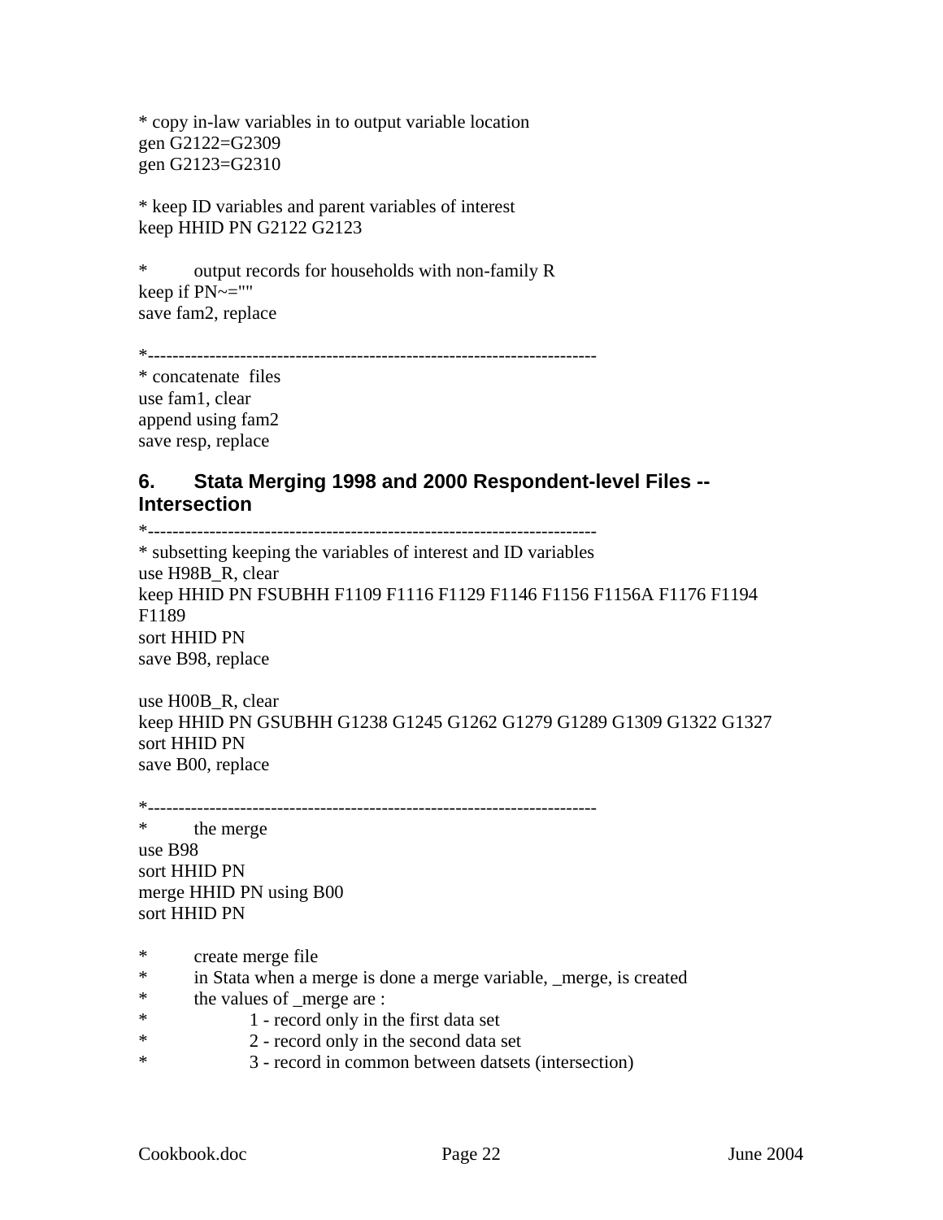```
* copy in-law variables in to output variable location
gen G2122=G2309
gen G2123=G2310

* keep ID variables and parent variables of interest
keep HHID PN G2122 G2123

*       output records for households with non-family R
keep if PN~=""
save fam2, replace

*------------------------------------------------------------------------
* concatenate  files
use fam1, clear
append using fam2
save resp, replace
```

## 6. Stata Merging 1998 and 2000 Respondent-level Files -- Intersection

```
*------------------------------------------------------------------------
* subsetting keeping the variables of interest and ID variables
use H98B_R, clear
keep HHID PN FSUBHH F1109 F1116 F1129 F1146 F1156 F1156A F1176 F1194
F1189
sort HHID PN
save B98, replace

use H00B_R, clear
keep HHID PN GSUBHH G1238 G1245 G1262 G1279 G1289 G1309 G1322 G1327
sort HHID PN
save B00, replace

*------------------------------------------------------------------------
*       the merge
use B98
sort HHID PN
merge HHID PN using B00
sort HHID PN

*       create merge file
*       in Stata when a merge is done a merge variable, _merge, is created
*       the values of _merge are :
*               1 - record only in the first data set
*               2 - record only in the second data set
*               3 - record in common between datsets (intersection)
```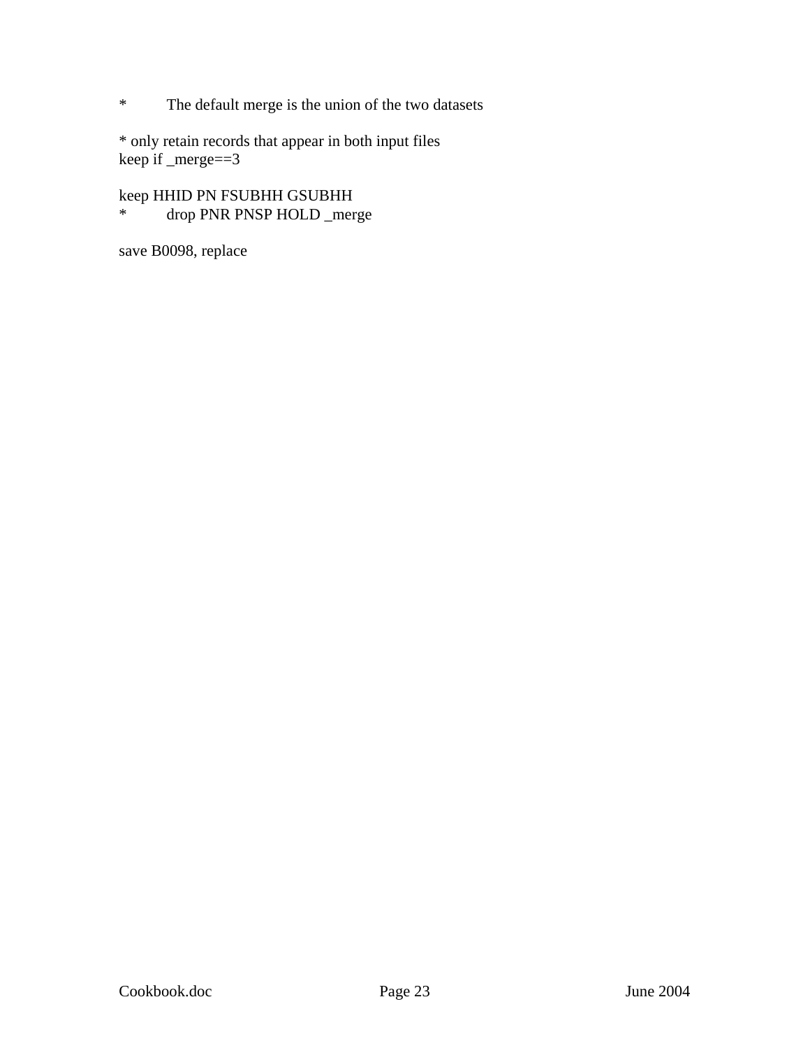```
*	The default merge is the union of the two datasets

* only retain records that appear in both input files
keep if _merge==3

keep HHID PN FSUBHH GSUBHH
*	drop PNR PNSP HOLD _merge

save B0098, replace
```